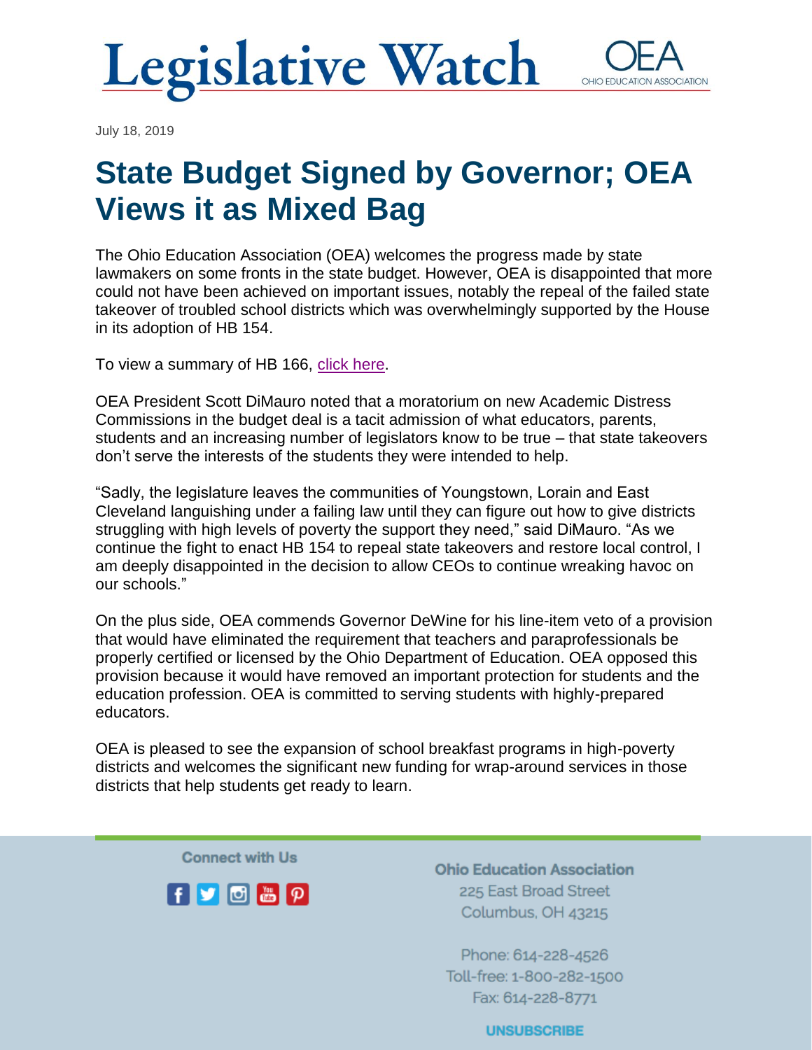# Legislative Watch

OEA OHIO EDUCATION ASSOCIATION

July 18, 2019

## State Budget Signed by Governor; OEA Views it as Mixed Bag

The Ohio Education Association (OEA) welcomes the progress made by state lawmakers on some fronts in the state budget. However, OEA is disappointed that more could not have been achieved on important issues, notably the repeal of the failed state takeover of troubled school districts which was overwhelmingly supported by the House in its adoption of HB 154.

To view a summary of HB 166, click here.

OEA President Scott DiMauro noted that a moratorium on new Academic Distress Commissions in the budget deal is a tacit admission of what educators, parents, students and an increasing number of legislators know to be true – that state takeovers don't serve the interests of the students they were intended to help.

"Sadly, the legislature leaves the communities of Youngstown, Lorain and East Cleveland languishing under a failing law until they can figure out how to give districts struggling with high levels of poverty the support they need," said DiMauro. "As we continue the fight to enact HB 154 to repeal state takeovers and restore local control, I am deeply disappointed in the decision to allow CEOs to continue wreaking havoc on our schools."

On the plus side, OEA commends Governor DeWine for his line-item veto of a provision that would have eliminated the requirement that teachers and paraprofessionals be properly certified or licensed by the Ohio Department of Education. OEA opposed this provision because it would have removed an important protection for students and the education profession. OEA is committed to serving students with highly-prepared educators.

OEA is pleased to see the expansion of school breakfast programs in high-poverty districts and welcomes the significant new funding for wrap-around services in those districts that help students get ready to learn.

Connect with Us

**Ohio Education Association**
225 East Broad Street
Columbus, OH 43215

Phone: 614-228-4526
Toll-free: 1-800-282-1500
Fax: 614-228-8771

UNSUBSCRIBE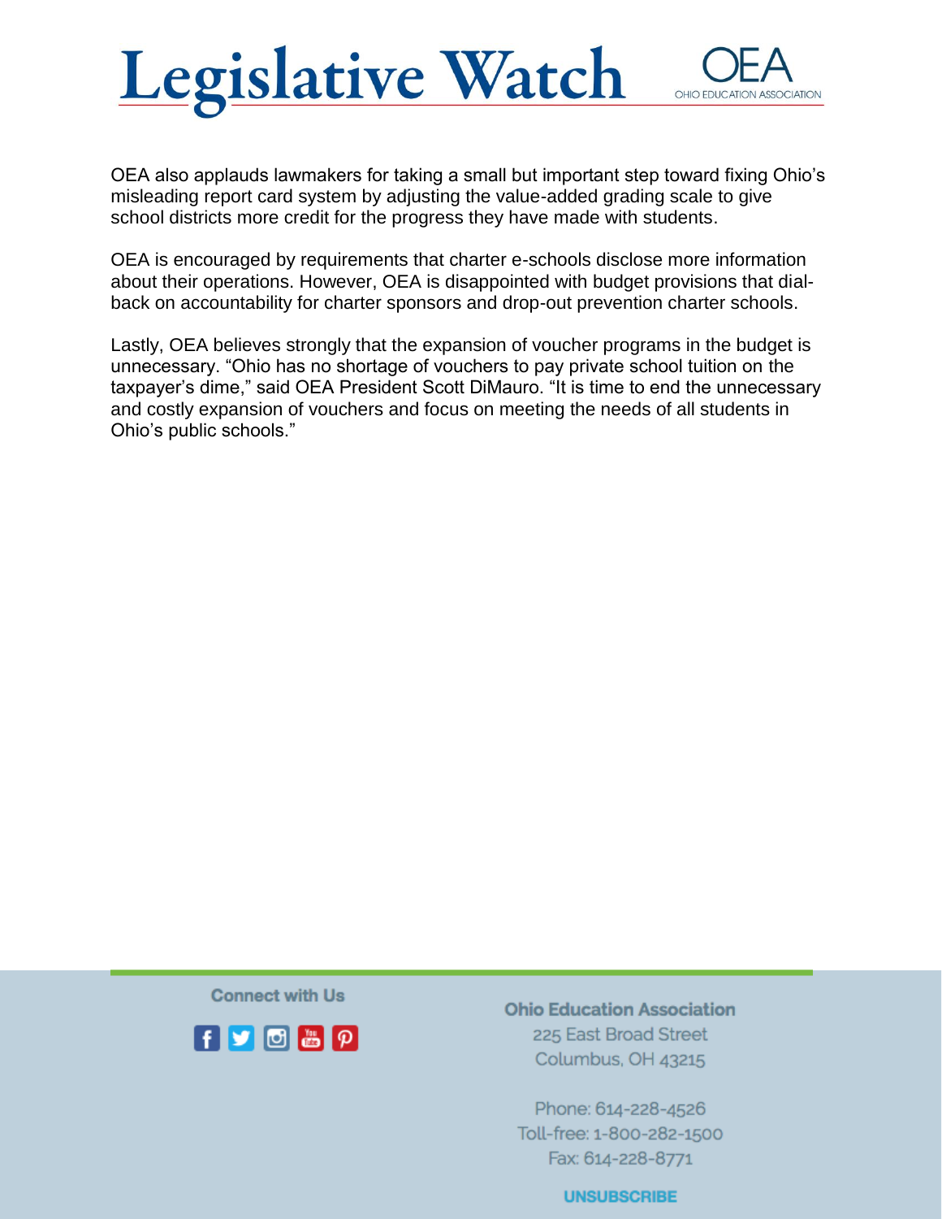OEA also applauds lawmakers for taking a small but important step toward fixing Ohio's misleading report card system by adjusting the value-added grading scale to give school districts more credit for the progress they have made with students.

OEA is encouraged by requirements that charter e-schools disclose more information about their operations. However, OEA is disappointed with budget provisions that dial-back on accountability for charter sponsors and drop-out prevention charter schools.

Lastly, OEA believes strongly that the expansion of voucher programs in the budget is unnecessary. "Ohio has no shortage of vouchers to pay private school tuition on the taxpayer's dime," said OEA President Scott DiMauro. "It is time to end the unnecessary and costly expansion of vouchers and focus on meeting the needs of all students in Ohio's public schools."

Connect with Us

**Ohio Education Association**
225 East Broad Street
Columbus, OH 43215

Phone: 614-228-4526
Toll-free: 1-800-282-1500
Fax: 614-228-8771

UNSUBSCRIBE